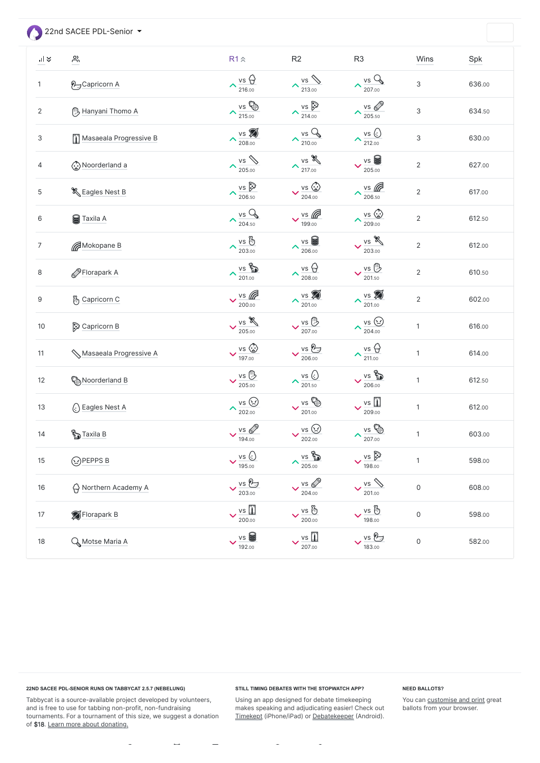# 22nd SACEE PDL-Senior

| Rank | Team | R1 | R2 | R3 | Wins | Spk |
|---|---|---|---|---|---|---|
| 1 | Capricorn A | W vs 216.00 | W vs 213.00 | W vs 207.00 | 3 | 636.00 |
| 2 | Hanyani Thomo A | W vs 215.00 | W vs 214.00 | W vs 205.50 | 3 | 634.50 |
| 3 | Masaeala Progressive B | W vs 208.00 | W vs 210.00 | W vs 212.00 | 3 | 630.00 |
| 4 | Noorderland a | W vs 205.00 | W vs 217.00 | L vs 205.00 | 2 | 627.00 |
| 5 | Eagles Nest B | W vs 206.50 | L vs 204.00 | W vs 206.50 | 2 | 617.00 |
| 6 | Taxila A | W vs 204.50 | L vs 199.00 | W vs 209.00 | 2 | 612.50 |
| 7 | Mokopane B | W vs 203.00 | W vs 206.00 | L vs 203.00 | 2 | 612.00 |
| 8 | Florapark A | W vs 201.00 | W vs 208.00 | L vs 201.50 | 2 | 610.50 |
| 9 | Capricorn C | L vs 200.00 | W vs 201.00 | W vs 201.00 | 2 | 602.00 |
| 10 | Capricorn B | L vs 205.00 | L vs 207.00 | W vs 204.00 | 1 | 616.00 |
| 11 | Masaeala Progressive A | L vs 197.00 | L vs 206.00 | W vs 211.00 | 1 | 614.00 |
| 12 | Noorderland B | L vs 205.00 | W vs 201.50 | L vs 206.00 | 1 | 612.50 |
| 13 | Eagles Nest A | W vs 202.00 | L vs 201.00 | L vs 209.00 | 1 | 612.00 |
| 14 | Taxila B | L vs 194.00 | L vs 202.00 | W vs 207.00 | 1 | 603.00 |
| 15 | PEPPS B | L vs 195.00 | W vs 205.00 | L vs 198.00 | 1 | 598.00 |
| 16 | Northern Academy A | L vs 203.00 | L vs 204.00 | L vs 201.00 | 0 | 608.00 |
| 17 | Florapark B | L vs 200.00 | L vs 200.00 | L vs 198.00 | 0 | 598.00 |
| 18 | Motse Maria A | L vs 192.00 | L vs 207.00 | L vs 183.00 | 0 | 582.00 |

**22ND SACEE PDL-SENIOR RUNS ON TABBYCAT 2.5.7 (NEBELUNG)**

Tabbycat is a source-available project developed by volunteers, and is free to use for tabbing non-profit, non-fundraising tournaments. For a tournament of this size, we suggest a donation of $18. Learn more about donating.

**STILL TIMING DEBATES WITH THE STOPWATCH APP?**

Using an app designed for debate timekeeping makes speaking and adjudicating easier! Check out Timekept (iPhone/iPad) or Debatekeeper (Android).

**NEED BALLOTS?**

You can customise and print great ballots from your browser.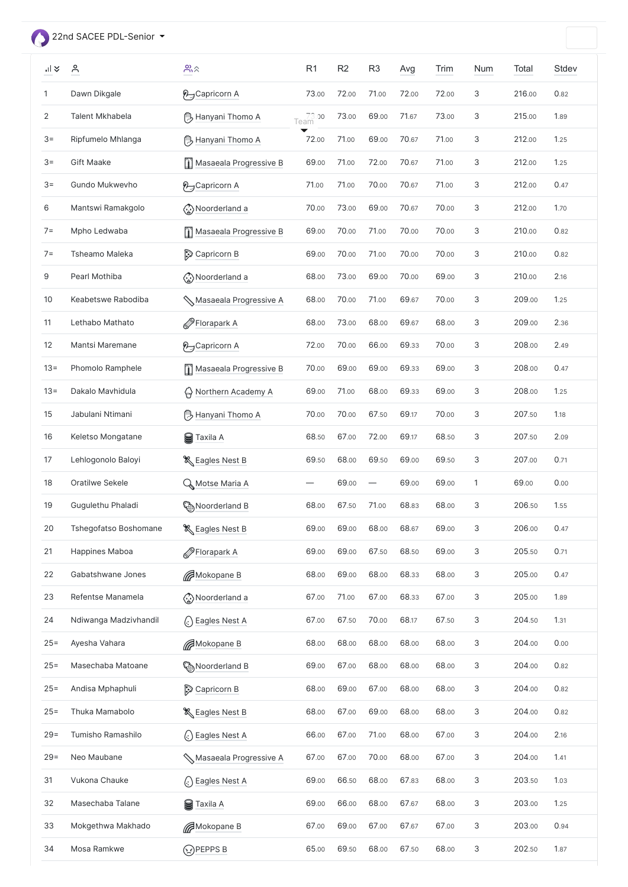# 22nd SACEE PDL-Senior

| | | | R1 | R2 | R3 | Avg | Trim | Num | Total | Stdev |
|---|---|---|---|---|---|---|---|---|---|---|
| 1 | Dawn Dikgale | Capricorn A | 73.00 | 72.00 | 71.00 | 72.00 | 72.00 | 3 | 216.00 | 0.82 |
| 2 | Talent Mkhabela | Hanyani Thomo A | 73.00 | 73.00 | 69.00 | 71.67 | 73.00 | 3 | 215.00 | 1.89 |
| 3= | Ripfumelo Mhlanga | Hanyani Thomo A | 72.00 | 71.00 | 69.00 | 70.67 | 71.00 | 3 | 212.00 | 1.25 |
| 3= | Gift Maake | Masaeala Progressive B | 69.00 | 71.00 | 72.00 | 70.67 | 71.00 | 3 | 212.00 | 1.25 |
| 3= | Gundo Mukwevho | Capricorn A | 71.00 | 71.00 | 70.00 | 70.67 | 71.00 | 3 | 212.00 | 0.47 |
| 6 | Mantswi Ramakgolo | Noorderland a | 70.00 | 73.00 | 69.00 | 70.67 | 70.00 | 3 | 212.00 | 1.70 |
| 7= | Mpho Ledwaba | Masaeala Progressive B | 69.00 | 70.00 | 71.00 | 70.00 | 70.00 | 3 | 210.00 | 0.82 |
| 7= | Tsheamo Maleka | Capricorn B | 69.00 | 70.00 | 71.00 | 70.00 | 70.00 | 3 | 210.00 | 0.82 |
| 9 | Pearl Mothiba | Noorderland a | 68.00 | 73.00 | 69.00 | 70.00 | 69.00 | 3 | 210.00 | 2.16 |
| 10 | Keabetswe Rabodiba | Masaeala Progressive A | 68.00 | 70.00 | 71.00 | 69.67 | 70.00 | 3 | 209.00 | 1.25 |
| 11 | Lethabo Mathato | Florapark A | 68.00 | 73.00 | 68.00 | 69.67 | 68.00 | 3 | 209.00 | 2.36 |
| 12 | Mantsi Maremane | Capricorn A | 72.00 | 70.00 | 66.00 | 69.33 | 70.00 | 3 | 208.00 | 2.49 |
| 13= | Phomolo Ramphele | Masaeala Progressive B | 70.00 | 69.00 | 69.00 | 69.33 | 69.00 | 3 | 208.00 | 0.47 |
| 13= | Dakalo Mavhidula | Northern Academy A | 69.00 | 71.00 | 68.00 | 69.33 | 69.00 | 3 | 208.00 | 1.25 |
| 15 | Jabulani Ntimani | Hanyani Thomo A | 70.00 | 70.00 | 67.50 | 69.17 | 70.00 | 3 | 207.50 | 1.18 |
| 16 | Keletso Mongatane | Taxila A | 68.50 | 67.00 | 72.00 | 69.17 | 68.50 | 3 | 207.50 | 2.09 |
| 17 | Lehlogonolo Baloyi | Eagles Nest B | 69.50 | 68.00 | 69.50 | 69.00 | 69.50 | 3 | 207.00 | 0.71 |
| 18 | Oratilwe Sekele | Motse Maria A | — | 69.00 | — | 69.00 | 69.00 | 1 | 69.00 | 0.00 |
| 19 | Gugulethu Phaladi | Noorderland B | 68.00 | 67.50 | 71.00 | 68.83 | 68.00 | 3 | 206.50 | 1.55 |
| 20 | Tshegofatso Boshomane | Eagles Nest B | 69.00 | 69.00 | 68.00 | 68.67 | 69.00 | 3 | 206.00 | 0.47 |
| 21 | Happines Maboa | Florapark A | 69.00 | 69.00 | 67.50 | 68.50 | 69.00 | 3 | 205.50 | 0.71 |
| 22 | Gabatshwane Jones | Mokopane B | 68.00 | 69.00 | 68.00 | 68.33 | 68.00 | 3 | 205.00 | 0.47 |
| 23 | Refentse Manamela | Noorderland a | 67.00 | 71.00 | 67.00 | 68.33 | 67.00 | 3 | 205.00 | 1.89 |
| 24 | Ndiwanga Madzivhandil | Eagles Nest A | 67.00 | 67.50 | 70.00 | 68.17 | 67.50 | 3 | 204.50 | 1.31 |
| 25= | Ayesha Vahara | Mokopane B | 68.00 | 68.00 | 68.00 | 68.00 | 68.00 | 3 | 204.00 | 0.00 |
| 25= | Masechaba Matoane | Noorderland B | 69.00 | 67.00 | 68.00 | 68.00 | 68.00 | 3 | 204.00 | 0.82 |
| 25= | Andisa Mphaphuli | Capricorn B | 68.00 | 69.00 | 67.00 | 68.00 | 68.00 | 3 | 204.00 | 0.82 |
| 25= | Thuka Mamabolo | Eagles Nest B | 68.00 | 67.00 | 69.00 | 68.00 | 68.00 | 3 | 204.00 | 0.82 |
| 29= | Tumisho Ramashilo | Eagles Nest A | 66.00 | 67.00 | 71.00 | 68.00 | 67.00 | 3 | 204.00 | 2.16 |
| 29= | Neo Maubane | Masaeala Progressive A | 67.00 | 67.00 | 70.00 | 68.00 | 67.00 | 3 | 204.00 | 1.41 |
| 31 | Vukona Chauke | Eagles Nest A | 69.00 | 66.50 | 68.00 | 67.83 | 68.00 | 3 | 203.50 | 1.03 |
| 32 | Masechaba Talane | Taxila A | 69.00 | 66.00 | 68.00 | 67.67 | 68.00 | 3 | 203.00 | 1.25 |
| 33 | Mokgethwa Makhado | Mokopane B | 67.00 | 69.00 | 67.00 | 67.67 | 67.00 | 3 | 203.00 | 0.94 |
| 34 | Mosa Ramkwe | PEPPS B | 65.00 | 69.50 | 68.00 | 67.50 | 68.00 | 3 | 202.50 | 1.87 |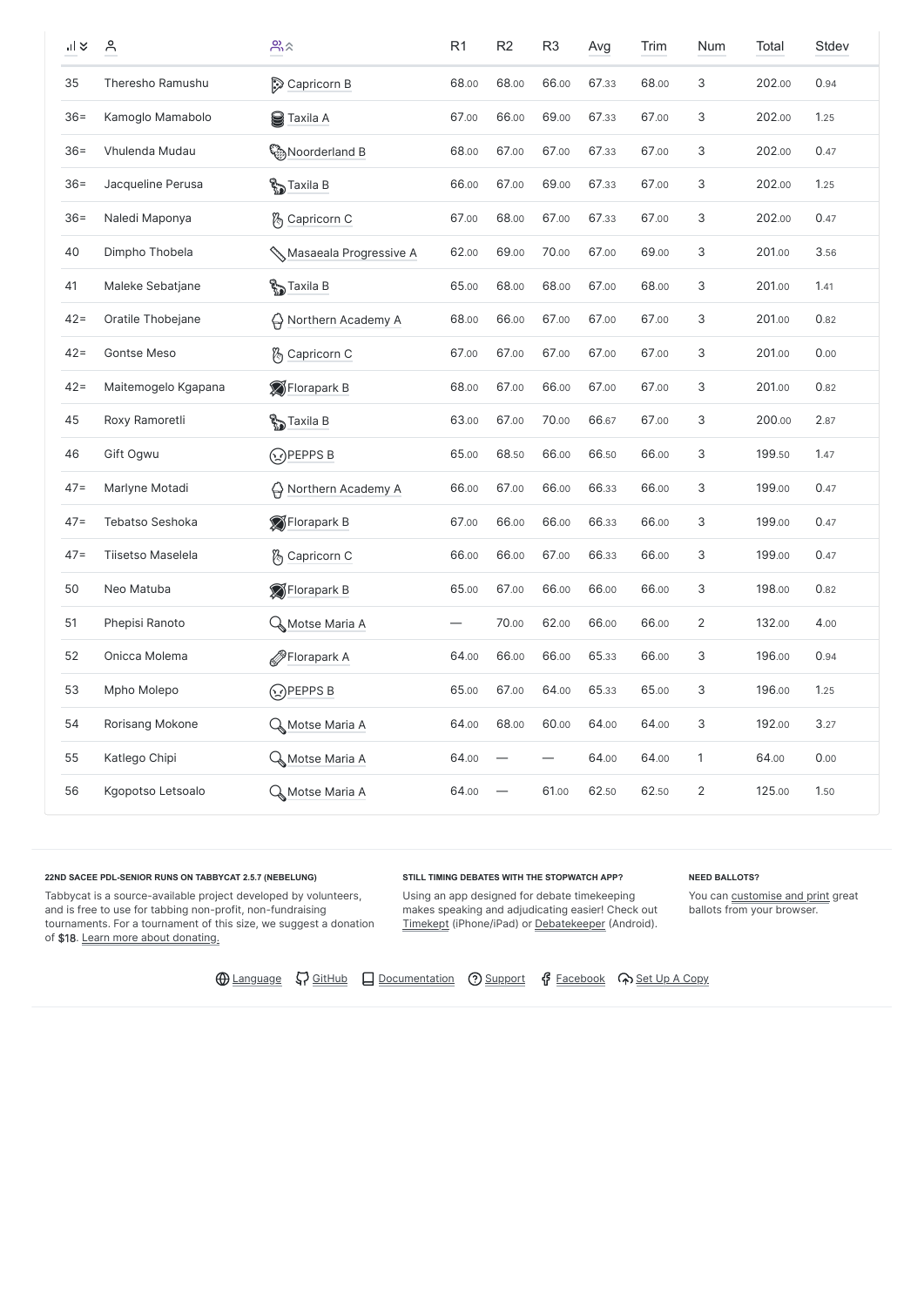| | | | R1 | R2 | R3 | Avg | Trim | Num | Total | Stdev |
|---|---|---|---|---|---|---|---|---|---|---|
| 35 | Theresho Ramushu | Capricorn B | 68.00 | 68.00 | 66.00 | 67.33 | 68.00 | 3 | 202.00 | 0.94 |
| 36= | Kamoglo Mamabolo | Taxila A | 67.00 | 66.00 | 69.00 | 67.33 | 67.00 | 3 | 202.00 | 1.25 |
| 36= | Vhulenda Mudau | Noorderland B | 68.00 | 67.00 | 67.00 | 67.33 | 67.00 | 3 | 202.00 | 0.47 |
| 36= | Jacqueline Perusa | Taxila B | 66.00 | 67.00 | 69.00 | 67.33 | 67.00 | 3 | 202.00 | 1.25 |
| 36= | Naledi Maponya | Capricorn C | 67.00 | 68.00 | 67.00 | 67.33 | 67.00 | 3 | 202.00 | 0.47 |
| 40 | Dimpho Thobela | Masaeala Progressive A | 62.00 | 69.00 | 70.00 | 67.00 | 69.00 | 3 | 201.00 | 3.56 |
| 41 | Maleke Sebatjane | Taxila B | 65.00 | 68.00 | 68.00 | 67.00 | 68.00 | 3 | 201.00 | 1.41 |
| 42= | Oratile Thobejane | Northern Academy A | 68.00 | 66.00 | 67.00 | 67.00 | 67.00 | 3 | 201.00 | 0.82 |
| 42= | Gontse Meso | Capricorn C | 67.00 | 67.00 | 67.00 | 67.00 | 67.00 | 3 | 201.00 | 0.00 |
| 42= | Maitemogelo Kgapana | Florapark B | 68.00 | 67.00 | 66.00 | 67.00 | 67.00 | 3 | 201.00 | 0.82 |
| 45 | Roxy Ramoretli | Taxila B | 63.00 | 67.00 | 70.00 | 66.67 | 67.00 | 3 | 200.00 | 2.87 |
| 46 | Gift Ogwu | PEPPS B | 65.00 | 68.50 | 66.00 | 66.50 | 66.00 | 3 | 199.50 | 1.47 |
| 47= | Marlyne Motadi | Northern Academy A | 66.00 | 67.00 | 66.00 | 66.33 | 66.00 | 3 | 199.00 | 0.47 |
| 47= | Tebatso Seshoka | Florapark B | 67.00 | 66.00 | 66.00 | 66.33 | 66.00 | 3 | 199.00 | 0.47 |
| 47= | Tiisetso Maselela | Capricorn C | 66.00 | 66.00 | 67.00 | 66.33 | 66.00 | 3 | 199.00 | 0.47 |
| 50 | Neo Matuba | Florapark B | 65.00 | 67.00 | 66.00 | 66.00 | 66.00 | 3 | 198.00 | 0.82 |
| 51 | Phepisi Ranoto | Motse Maria A | — | 70.00 | 62.00 | 66.00 | 66.00 | 2 | 132.00 | 4.00 |
| 52 | Onicca Molema | Florapark A | 64.00 | 66.00 | 66.00 | 65.33 | 66.00 | 3 | 196.00 | 0.94 |
| 53 | Mpho Molepo | PEPPS B | 65.00 | 67.00 | 64.00 | 65.33 | 65.00 | 3 | 196.00 | 1.25 |
| 54 | Rorisang Mokone | Motse Maria A | 64.00 | 68.00 | 60.00 | 64.00 | 64.00 | 3 | 192.00 | 3.27 |
| 55 | Katlego Chipi | Motse Maria A | 64.00 | — | — | 64.00 | 64.00 | 1 | 64.00 | 0.00 |
| 56 | Kgopotso Letsoalo | Motse Maria A | 64.00 | — | 61.00 | 62.50 | 62.50 | 2 | 125.00 | 1.50 |

**22ND SACEE PDL-SENIOR RUNS ON TABBYCAT 2.5.7 (NEBELUNG)**

Tabbycat is a source-available project developed by volunteers, and is free to use for tabbing non-profit, non-fundraising tournaments. For a tournament of this size, we suggest a donation of $18. Learn more about donating.

**STILL TIMING DEBATES WITH THE STOPWATCH APP?**

Using an app designed for debate timekeeping makes speaking and adjudicating easier! Check out Timekept (iPhone/iPad) or Debatekeeper (Android).

**NEED BALLOTS?**

You can customise and print great ballots from your browser.

Language GitHub Documentation Support Facebook Set Up A Copy